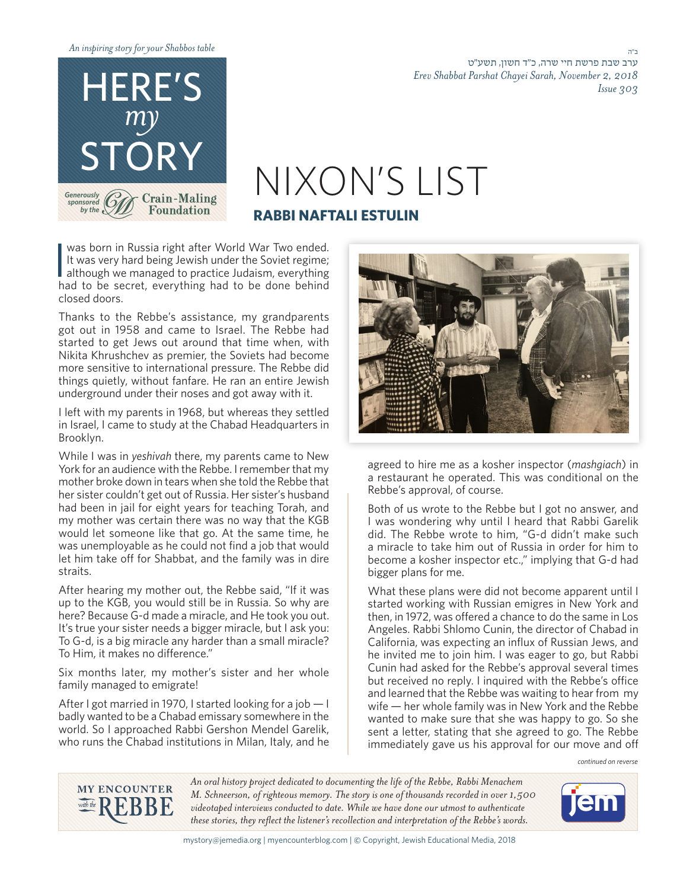An inspiring story for your Shabbos table

# HERE'S *my* STORY

Generously sponsored by the Crain-Maling Foundation

ב"ה
ערב שבת פרשת חיי שרה, כ"ד חשון, תשע"ט
*Erev Shabbat Parshat Chayei Sarah, November 2, 2018*
*Issue 303*

# NIXON'S LIST

## RABBI NAFTALI ESTULIN

I was born in Russia right after World War Two ended. It was very hard being Jewish under the Soviet regime; although we managed to practice Judaism, everything had to be secret, everything had to be done behind closed doors.

Thanks to the Rebbe's assistance, my grandparents got out in 1958 and came to Israel. The Rebbe had started to get Jews out around that time when, with Nikita Khrushchev as premier, the Soviets had become more sensitive to international pressure. The Rebbe did things quietly, without fanfare. He ran an entire Jewish underground under their noses and got away with it.

I left with my parents in 1968, but whereas they settled in Israel, I came to study at the Chabad Headquarters in Brooklyn.

While I was in *yeshivah* there, my parents came to New York for an audience with the Rebbe. I remember that my mother broke down in tears when she told the Rebbe that her sister couldn't get out of Russia. Her sister's husband had been in jail for eight years for teaching Torah, and my mother was certain there was no way that the KGB would let someone like that go. At the same time, he was unemployable as he could not find a job that would let him take off for Shabbat, and the family was in dire straits.

After hearing my mother out, the Rebbe said, "If it was up to the KGB, you would still be in Russia. So why are here? Because G-d made a miracle, and He took you out. It's true your sister needs a bigger miracle, but I ask you: To G-d, is a big miracle any harder than a small miracle? To Him, it makes no difference."

Six months later, my mother's sister and her whole family managed to emigrate!

After I got married in 1970, I started looking for a job — I badly wanted to be a Chabad emissary somewhere in the world. So I approached Rabbi Gershon Mendel Garelik, who runs the Chabad institutions in Milan, Italy, and he agreed to hire me as a kosher inspector (*mashgiach*) in a restaurant he operated. This was conditional on the Rebbe's approval, of course.

Both of us wrote to the Rebbe but I got no answer, and I was wondering why until I heard that Rabbi Garelik did. The Rebbe wrote to him, "G-d didn't make such a miracle to take him out of Russia in order for him to become a kosher inspector etc.," implying that G-d had bigger plans for me.

What these plans were did not become apparent until I started working with Russian emigres in New York and then, in 1972, was offered a chance to do the same in Los Angeles. Rabbi Shlomo Cunin, the director of Chabad in California, was expecting an influx of Russian Jews, and he invited me to join him. I was eager to go, but Rabbi Cunin had asked for the Rebbe's approval several times but received no reply. I inquired with the Rebbe's office and learned that the Rebbe was waiting to hear from my wife — her whole family was in New York and the Rebbe wanted to make sure that she was happy to go. So she sent a letter, stating that she agreed to go. The Rebbe immediately gave us his approval for our move and off

*continued on reverse*

MY ENCOUNTER with the REBBE

*An oral history project dedicated to documenting the life of the Rebbe, Rabbi Menachem M. Schneerson, of righteous memory. The story is one of thousands recorded in over 1,500 videotaped interviews conducted to date. While we have done our utmost to authenticate these stories, they reflect the listener's recollection and interpretation of the Rebbe's words.*

jem

mystory@jemedia.org | myencounterblog.com | © Copyright, Jewish Educational Media, 2018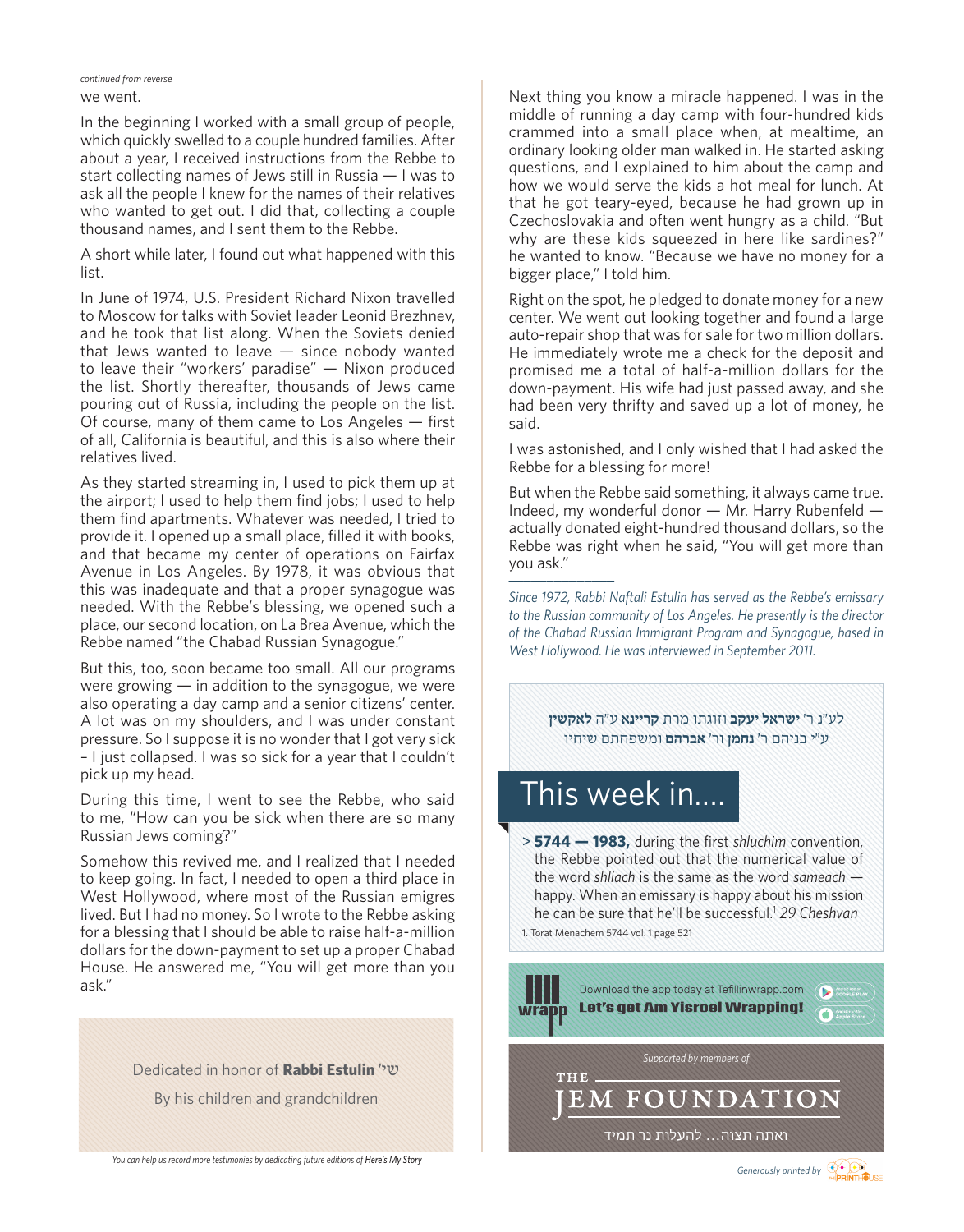*continued from reverse*

we went.

In the beginning I worked with a small group of people, which quickly swelled to a couple hundred families. After about a year, I received instructions from the Rebbe to start collecting names of Jews still in Russia — I was to ask all the people I knew for the names of their relatives who wanted to get out. I did that, collecting a couple thousand names, and I sent them to the Rebbe.

A short while later, I found out what happened with this list.

In June of 1974, U.S. President Richard Nixon travelled to Moscow for talks with Soviet leader Leonid Brezhnev, and he took that list along. When the Soviets denied that Jews wanted to leave — since nobody wanted to leave their "workers' paradise" — Nixon produced the list. Shortly thereafter, thousands of Jews came pouring out of Russia, including the people on the list. Of course, many of them came to Los Angeles — first of all, California is beautiful, and this is also where their relatives lived.

As they started streaming in, I used to pick them up at the airport; I used to help them find jobs; I used to help them find apartments. Whatever was needed, I tried to provide it. I opened up a small place, filled it with books, and that became my center of operations on Fairfax Avenue in Los Angeles. By 1978, it was obvious that this was inadequate and that a proper synagogue was needed. With the Rebbe's blessing, we opened such a place, our second location, on La Brea Avenue, which the Rebbe named "the Chabad Russian Synagogue."

But this, too, soon became too small. All our programs were growing — in addition to the synagogue, we were also operating a day camp and a senior citizens' center. A lot was on my shoulders, and I was under constant pressure. So I suppose it is no wonder that I got very sick – I just collapsed. I was so sick for a year that I couldn't pick up my head.

During this time, I went to see the Rebbe, who said to me, "How can you be sick when there are so many Russian Jews coming?"

Somehow this revived me, and I realized that I needed to keep going. In fact, I needed to open a third place in West Hollywood, where most of the Russian emigres lived. But I had no money. So I wrote to the Rebbe asking for a blessing that I should be able to raise half-a-million dollars for the down-payment to set up a proper Chabad House. He answered me, "You will get more than you ask."

Next thing you know a miracle happened. I was in the middle of running a day camp with four-hundred kids crammed into a small place when, at mealtime, an ordinary looking older man walked in. He started asking questions, and I explained to him about the camp and how we would serve the kids a hot meal for lunch. At that he got teary-eyed, because he had grown up in Czechoslovakia and often went hungry as a child. "But why are these kids squeezed in here like sardines?" he wanted to know. "Because we have no money for a bigger place," I told him.

Right on the spot, he pledged to donate money for a new center. We went out looking together and found a large auto-repair shop that was for sale for two million dollars. He immediately wrote me a check for the deposit and promised me a total of half-a-million dollars for the down-payment. His wife had just passed away, and she had been very thrifty and saved up a lot of money, he said.

I was astonished, and I only wished that I had asked the Rebbe for a blessing for more!

But when the Rebbe said something, it always came true. Indeed, my wonderful donor — Mr. Harry Rubenfeld — actually donated eight-hundred thousand dollars, so the Rebbe was right when he said, "You will get more than you ask."

---

*Since 1972, Rabbi Naftali Estulin has served as the Rebbe's emissary to the Russian community of Los Angeles. He presently is the director of the Chabad Russian Immigrant Program and Synagogue, based in West Hollywood. He was interviewed in September 2011.*

Dedicated in honor of **Rabbi Estulin** שי'

By his children and grandchildren

*You can help us record more testimonies by dedicating future editions of **Here's My Story***

לע"נ ר' **ישראל יעקב** וזוגתו מרת **קריינא** ע"ה **לאקשין**
ע"י בניהם ר' **נחמן** ור' **אברהם** ומשפחתם שיחיו

## This week in....

> **5744 — 1983,** during the first *shluchim* convention, the Rebbe pointed out that the numerical value of the word *shliach* is the same as the word *sameach* — happy. When an emissary is happy about his mission he can be sure that he'll be successful.[1] *29 Cheshvan*

1. Torat Menachem 5744 vol. 1 page 521

wrapp

Download the app today at Tefillinwrapp.com

**Let's get Am Yisroel Wrapping!**

*Supported by members of*

THE JEM FOUNDATION

ואתה תצוה... להעלות נר תמיד

*Generously printed by* THE PRINT HOUSE